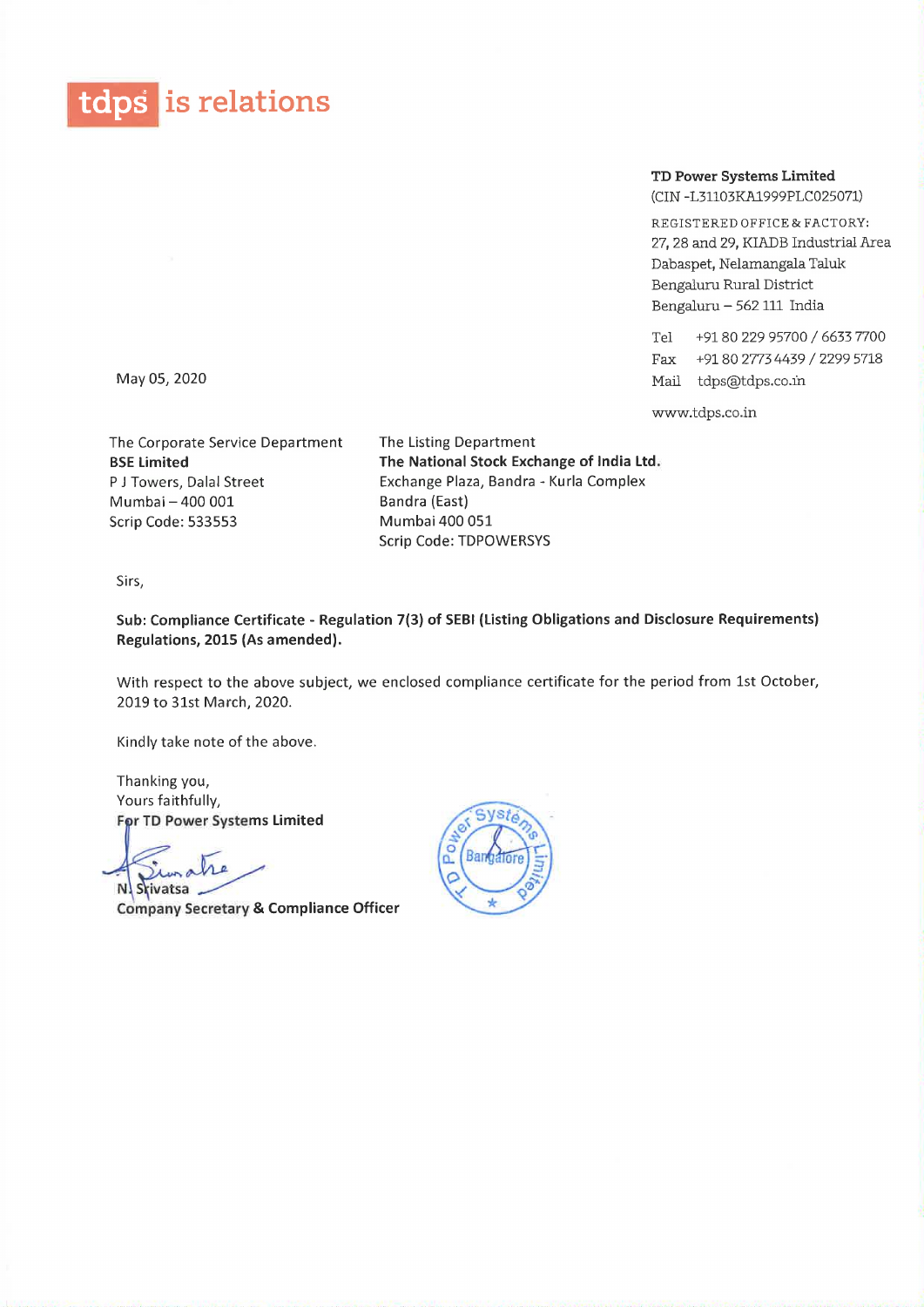tdps is relations

**TD Power Systems Limited**
(CIN -L31103KA1999PLC025071)

REGISTERED OFFICE & FACTORY:
27, 28 and 29, KIADB Industrial Area
Dabaspet, Nelamangala Taluk
Bengaluru Rural District
Bengaluru – 562 111 India

Tel +91 80 229 95700 / 6633 7700
Fax +91 80 2773 4439 / 2299 5718
Mail tdps@tdps.co.in

www.tdps.co.in

May 05, 2020

The Corporate Service Department
**BSE Limited**
P J Towers, Dalal Street
Mumbai – 400 001
Scrip Code: 533553

The Listing Department
**The National Stock Exchange of India Ltd.**
Exchange Plaza, Bandra - Kurla Complex
Bandra (East)
Mumbai 400 051
Scrip Code: TDPOWERSYS

Sirs,

**Sub: Compliance Certificate - Regulation 7(3) of SEBI (Listing Obligations and Disclosure Requirements) Regulations, 2015 (As amended).**

With respect to the above subject, we enclosed compliance certificate for the period from 1st October, 2019 to 31st March, 2020.

Kindly take note of the above.

Thanking you,
Yours faithfully,
**For TD Power Systems Limited**

N. Srivatsa
**Company Secretary & Compliance Officer**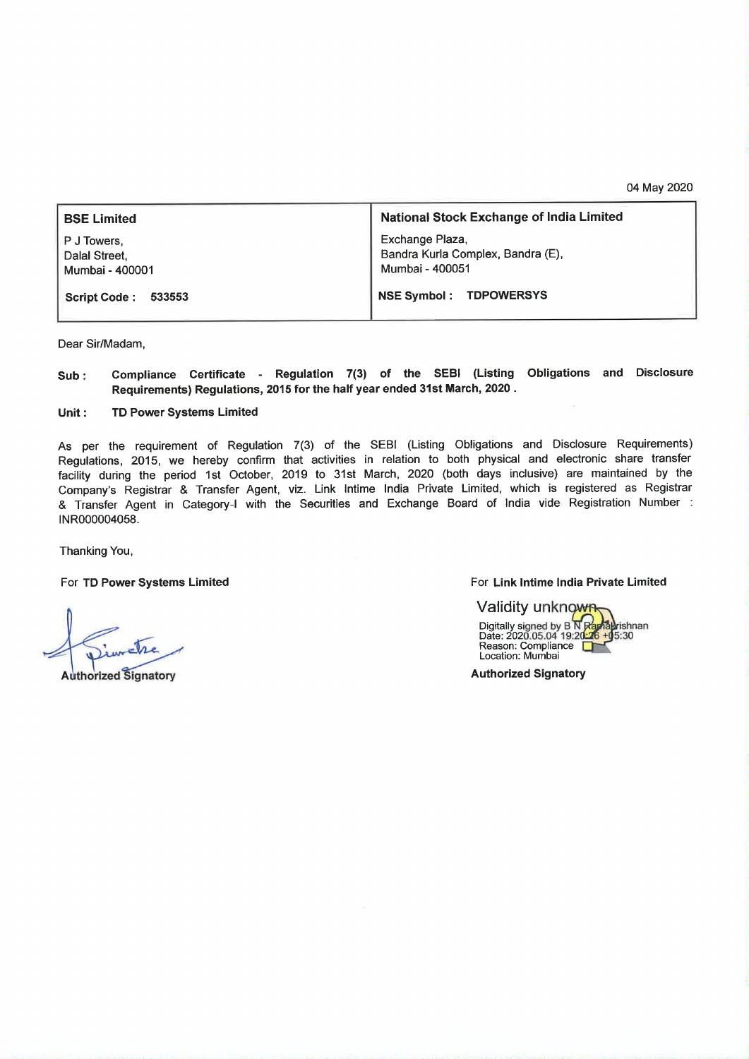04 May 2020

| BSE Limited | National Stock Exchange of India Limited |
|---|---|
| P J Towers,<br>Dalal Street,<br>Mumbai - 400001 | Exchange Plaza,<br>Bandra Kurla Complex, Bandra (E),<br>Mumbai - 400051 |
| **Script Code : 533553** | **NSE Symbol : TDPOWERSYS** |

Dear Sir/Madam,

**Sub : Compliance Certificate - Regulation 7(3) of the SEBI (Listing Obligations and Disclosure Requirements) Regulations, 2015 for the half year ended 31st March, 2020 .**

**Unit : TD Power Systems Limited**

As per the requirement of Regulation 7(3) of the SEBI (Listing Obligations and Disclosure Requirements) Regulations, 2015, we hereby confirm that activities in relation to both physical and electronic share transfer facility during the period 1st October, 2019 to 31st March, 2020 (both days inclusive) are maintained by the Company's Registrar & Transfer Agent, viz. Link Intime India Private Limited, which is registered as Registrar & Transfer Agent in Category-I with the Securities and Exchange Board of India vide Registration Number : INR000004058.

Thanking You,

For **TD Power Systems Limited**

**Authorized Signatory**

For **Link Intime India Private Limited**

Validity unknown

Digitally signed by B N Ramakrishnan
Date: 2020.05.04 19:20:26 +05:30
Reason: Compliance
Location: Mumbai

**Authorized Signatory**